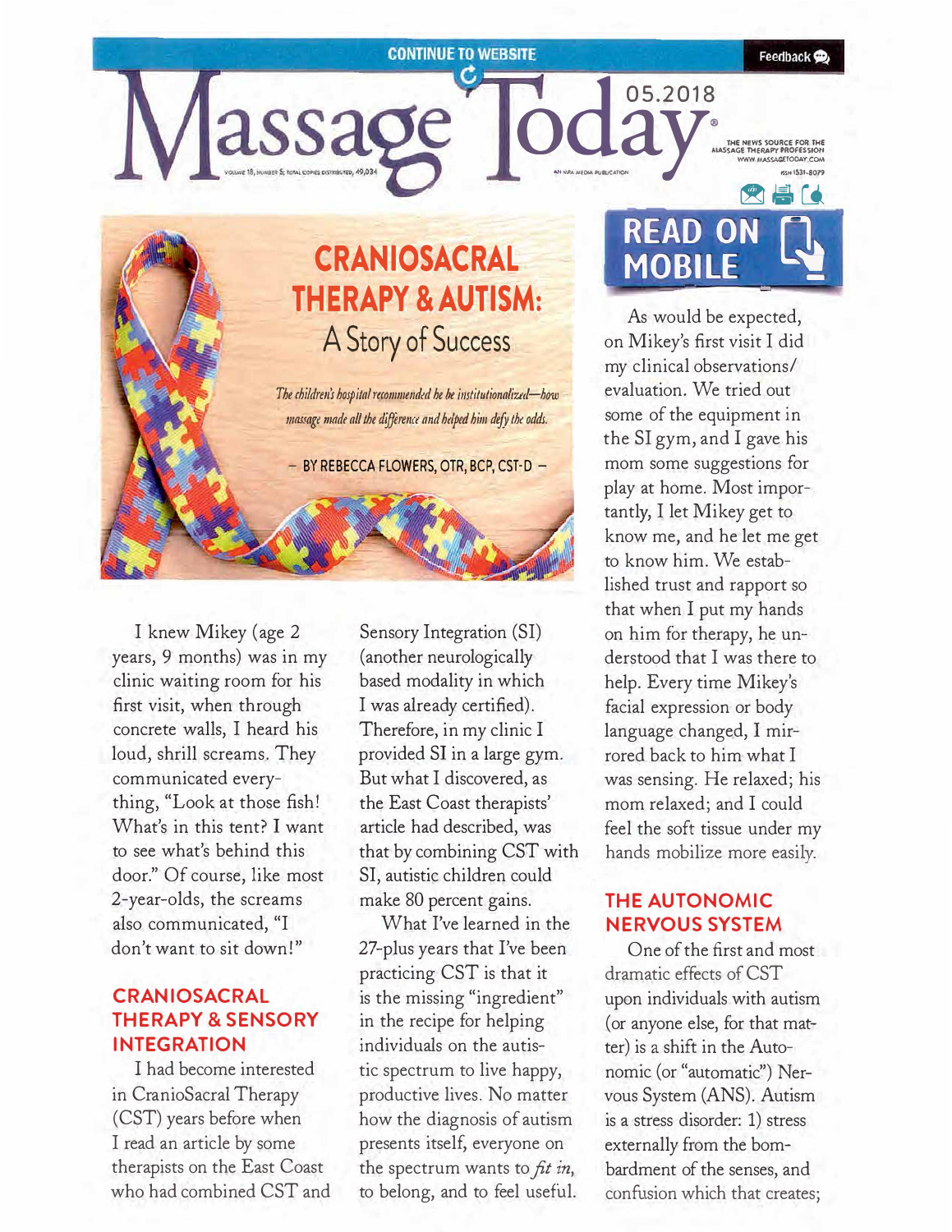# CRANIOSACRAL THERAPY & AUTISM: A Story of Success

*The children's hospital recommended he be institutionalized—how massage made all the difference and helped him defy the odds.*

– BY REBECCA FLOWERS, OTR, BCP, CST-D –

I knew Mikey (age 2 years, 9 months) was in my clinic waiting room for his first visit, when through concrete walls, I heard his loud, shrill screams. They communicated everything, "Look at those fish! What's in this tent? I want to see what's behind this door." Of course, like most 2-year-olds, the screams also communicated, "I don't want to sit down!"

## CRANIOSACRAL THERAPY & SENSORY INTEGRATION

I had become interested in CranioSacral Therapy (CST) years before when I read an article by some therapists on the East Coast who had combined CST and Sensory Integration (SI) (another neurologically based modality in which I was already certified). Therefore, in my clinic I provided SI in a large gym. But what I discovered, as the East Coast therapists' article had described, was that by combining CST with SI, autistic children could make 80 percent gains.

What I've learned in the 27-plus years that I've been practicing CST is that it is the missing "ingredient" in the recipe for helping individuals on the autistic spectrum to live happy, productive lives. No matter how the diagnosis of autism presents itself, everyone on the spectrum wants to *fit in*, to belong, and to feel useful.

As would be expected, on Mikey's first visit I did my clinical observations/ evaluation. We tried out some of the equipment in the SI gym, and I gave his mom some suggestions for play at home. Most importantly, I let Mikey get to know me, and he let me get to know him. We established trust and rapport so that when I put my hands on him for therapy, he understood that I was there to help. Every time Mikey's facial expression or body language changed, I mirrored back to him what I was sensing. He relaxed; his mom relaxed; and I could feel the soft tissue under my hands mobilize more easily.

## THE AUTONOMIC NERVOUS SYSTEM

One of the first and most dramatic effects of CST upon individuals with autism (or anyone else, for that matter) is a shift in the Autonomic (or "automatic") Nervous System (ANS). Autism is a stress disorder: 1) stress externally from the bombardment of the senses, and confusion which that creates;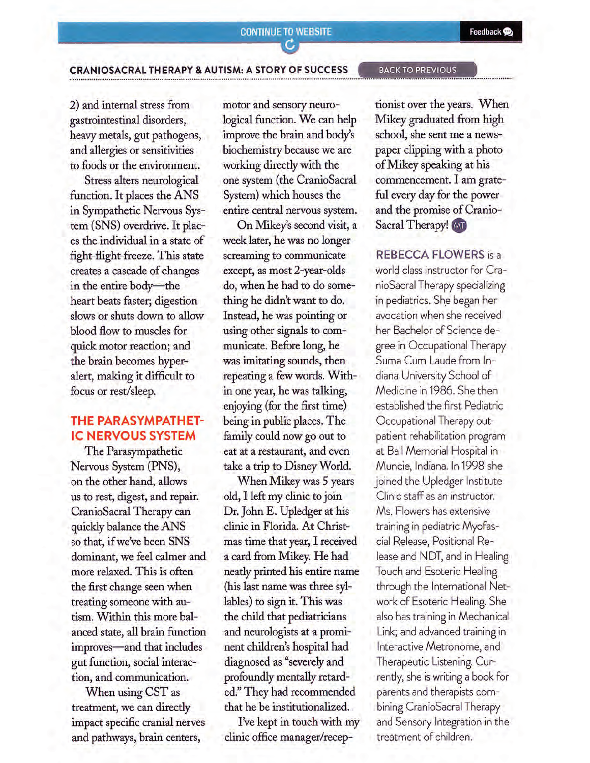2) and internal stress from gastrointestinal disorders, heavy metals, gut pathogens, and allergies or sensitivities to foods or the environment.

Stress alters neurological function. It places the ANS in Sympathetic Nervous System (SNS) overdrive. It places the individual in a state of fight-flight-freeze. This state creates a cascade of changes in the entire body—the heart beats faster; digestion slows or shuts down to allow blood flow to muscles for quick motor reaction; and the brain becomes hyper-alert, making it difficult to focus or rest/sleep.

## THE PARASYMPATHETIC NERVOUS SYSTEM

The Parasympathetic Nervous System (PNS), on the other hand, allows us to rest, digest, and repair. CranioSacral Therapy can quickly balance the ANS so that, if we've been SNS dominant, we feel calmer and more relaxed. This is often the first change seen when treating someone with autism. Within this more balanced state, all brain function improves—and that includes gut function, social interaction, and communication.

When using CST as treatment, we can directly impact specific cranial nerves and pathways, brain centers, motor and sensory neurological function. We can help improve the brain and body's biochemistry because we are working directly with the one system (the CranioSacral System) which houses the entire central nervous system.

On Mikey's second visit, a week later, he was no longer screaming to communicate except, as most 2-year-olds do, when he had to do something he didn't want to do. Instead, he was pointing or using other signals to communicate. Before long, he was imitating sounds, then repeating a few words. Within one year, he was talking, enjoying (for the first time) being in public places. The family could now go out to eat at a restaurant, and even take a trip to Disney World.

When Mikey was 5 years old, I left my clinic to join Dr. John E. Upledger at his clinic in Florida. At Christmas time that year, I received a card from Mikey. He had neatly printed his entire name (his last name was three syllables) to sign it. This was the child that pediatricians and neurologists at a prominent children's hospital had diagnosed as "severely and profoundly mentally retarded." They had recommended that he be institutionalized.

I've kept in touch with my clinic office manager/receptionist over the years. When Mikey graduated from high school, she sent me a newspaper clipping with a photo of Mikey speaking at his commencement. I am grateful every day for the power and the promise of CranioSacral Therapy!

**REBECCA FLOWERS** is a world class instructor for CranioSacral Therapy specializing in pediatrics. She began her avocation when she received her Bachelor of Science degree in Occupational Therapy Suma Cum Laude from Indiana University School of Medicine in 1986. She then established the first Pediatric Occupational Therapy outpatient rehabilitation program at Ball Memorial Hospital in Muncie, Indiana. In 1998 she joined the Upledger Institute Clinic staff as an instructor. Ms. Flowers has extensive training in pediatric Myofascial Release, Positional Release and NDT, and in Healing Touch and Esoteric Healing through the International Network of Esoteric Healing. She also has training in Mechanical Link; and advanced training in Interactive Metronome, and Therapeutic Listening. Currently, she is writing a book for parents and therapists combining CranioSacral Therapy and Sensory Integration in the treatment of children.